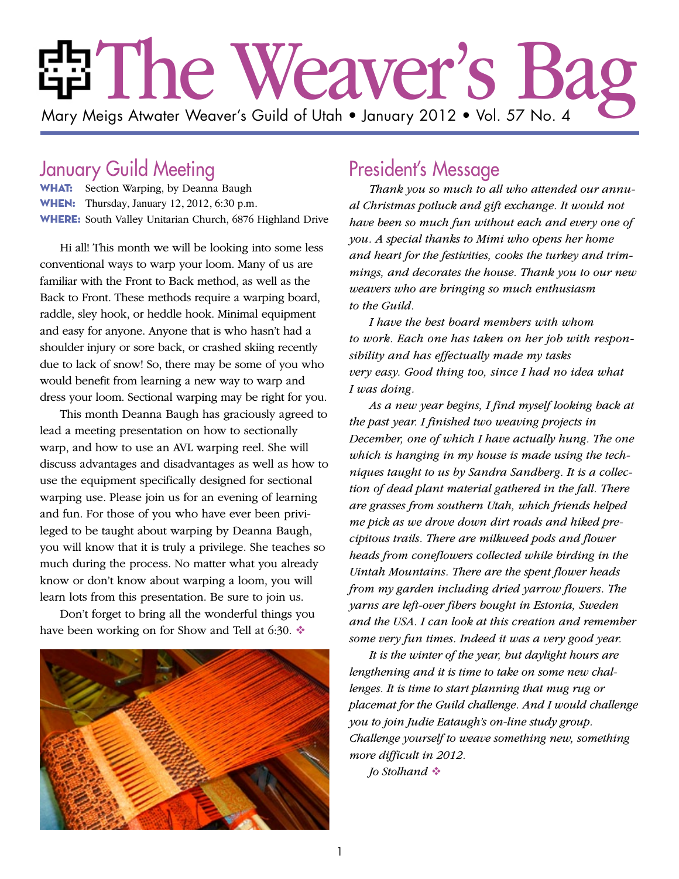# The Weaver's Bag

Mary Meigs Atwater Weaver's Guild of Utah • January 2012 • Vol. 57 No. 4

## January Guild Meeting

**WHAT:** Section Warping, by Deanna Baugh
**WHEN:** Thursday, January 12, 2012, 6:30 p.m.
**WHERE:** South Valley Unitarian Church, 6876 Highland Drive

Hi all! This month we will be looking into some less conventional ways to warp your loom. Many of us are familiar with the Front to Back method, as well as the Back to Front. These methods require a warping board, raddle, sley hook, or heddle hook. Minimal equipment and easy for anyone. Anyone that is who hasn't had a shoulder injury or sore back, or crashed skiing recently due to lack of snow! So, there may be some of you who would benefit from learning a new way to warp and dress your loom. Sectional warping may be right for you.

This month Deanna Baugh has graciously agreed to lead a meeting presentation on how to sectionally warp, and how to use an AVL warping reel. She will discuss advantages and disadvantages as well as how to use the equipment specifically designed for sectional warping use. Please join us for an evening of learning and fun. For those of you who have ever been privileged to be taught about warping by Deanna Baugh, you will know that it is truly a privilege. She teaches so much during the process. No matter what you already know or don't know about warping a loom, you will learn lots from this presentation. Be sure to join us.

Don't forget to bring all the wonderful things you have been working on for Show and Tell at 6:30. ❖

## President's Message

*Thank you so much to all who attended our annual Christmas potluck and gift exchange. It would not have been so much fun without each and every one of you. A special thanks to Mimi who opens her home and heart for the festivities, cooks the turkey and trimmings, and decorates the house. Thank you to our new weavers who are bringing so much enthusiasm to the Guild.*

*I have the best board members with whom to work. Each one has taken on her job with responsibility and has effectually made my tasks very easy. Good thing too, since I had no idea what I was doing.*

*As a new year begins, I find myself looking back at the past year. I finished two weaving projects in December, one of which I have actually hung. The one which is hanging in my house is made using the techniques taught to us by Sandra Sandberg. It is a collection of dead plant material gathered in the fall. There are grasses from southern Utah, which friends helped me pick as we drove down dirt roads and hiked precipitous trails. There are milkweed pods and flower heads from coneflowers collected while birding in the Uintah Mountains. There are the spent flower heads from my garden including dried yarrow flowers. The yarns are left-over fibers bought in Estonia, Sweden and the USA. I can look at this creation and remember some very fun times. Indeed it was a very good year.*

*It is the winter of the year, but daylight hours are lengthening and it is time to take on some new challenges. It is time to start planning that mug rug or placemat for the Guild challenge. And I would challenge you to join Judie Eataugh's on-line study group. Challenge yourself to weave something new, something more difficult in 2012.*

*Jo Stolhand* ❖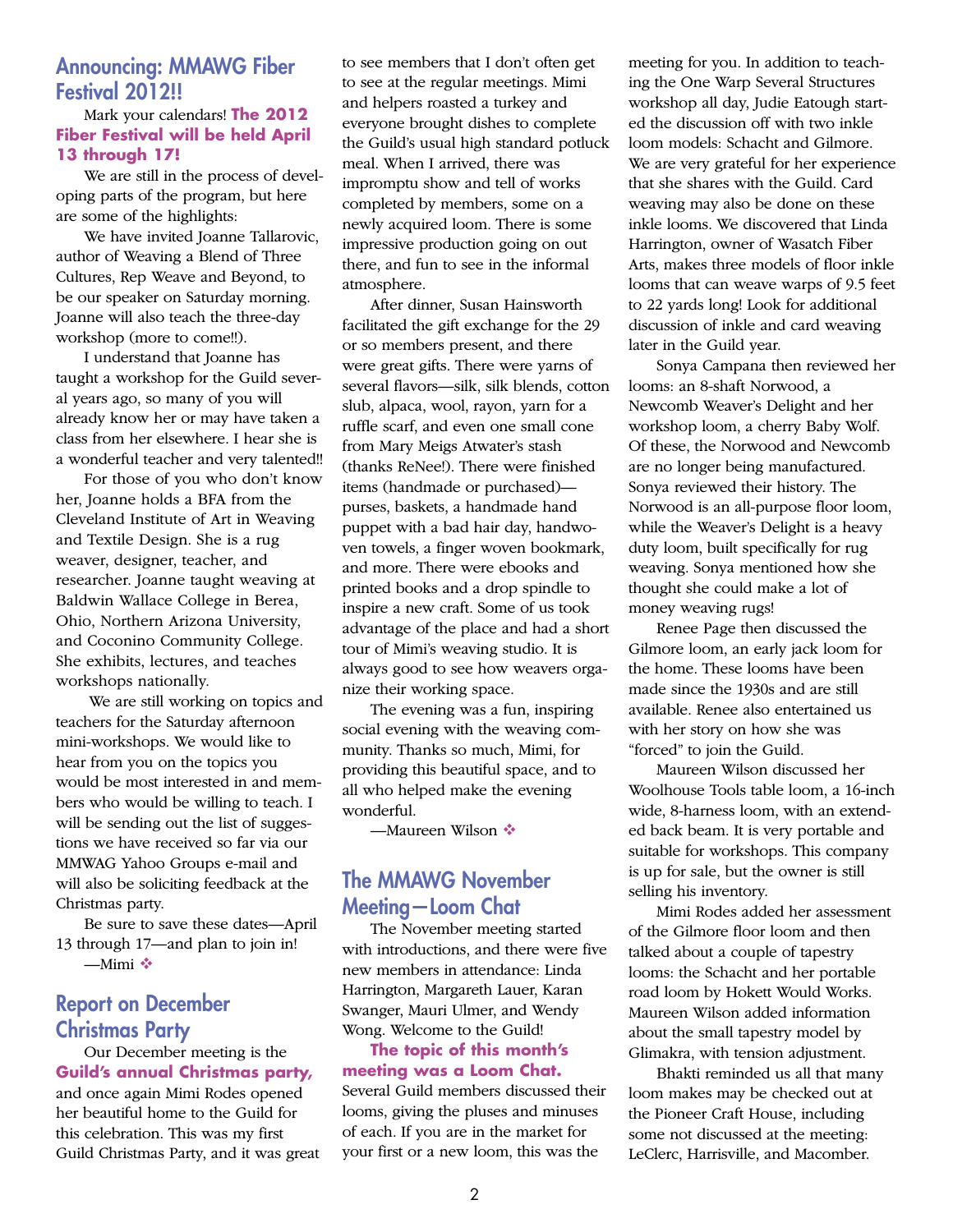## Announcing: MMAWG Fiber Festival 2012!!

Mark your calendars! **The 2012 Fiber Festival will be held April 13 through 17!**

We are still in the process of developing parts of the program, but here are some of the highlights:

We have invited Joanne Tallarovic, author of Weaving a Blend of Three Cultures, Rep Weave and Beyond, to be our speaker on Saturday morning. Joanne will also teach the three-day workshop (more to come!!).

I understand that Joanne has taught a workshop for the Guild several years ago, so many of you will already know her or may have taken a class from her elsewhere. I hear she is a wonderful teacher and very talented!!

For those of you who don't know her, Joanne holds a BFA from the Cleveland Institute of Art in Weaving and Textile Design. She is a rug weaver, designer, teacher, and researcher. Joanne taught weaving at Baldwin Wallace College in Berea, Ohio, Northern Arizona University, and Coconino Community College. She exhibits, lectures, and teaches workshops nationally.

We are still working on topics and teachers for the Saturday afternoon mini-workshops. We would like to hear from you on the topics you would be most interested in and members who would be willing to teach. I will be sending out the list of suggestions we have received so far via our MMWAG Yahoo Groups e-mail and will also be soliciting feedback at the Christmas party.

Be sure to save these dates—April 13 through 17—and plan to join in!

—Mimi ❖

## Report on December Christmas Party

Our December meeting is the **Guild's annual Christmas party,** and once again Mimi Rodes opened her beautiful home to the Guild for this celebration. This was my first Guild Christmas Party, and it was great to see members that I don't often get to see at the regular meetings. Mimi and helpers roasted a turkey and everyone brought dishes to complete the Guild's usual high standard potluck meal. When I arrived, there was impromptu show and tell of works completed by members, some on a newly acquired loom. There is some impressive production going on out there, and fun to see in the informal atmosphere.

After dinner, Susan Hainsworth facilitated the gift exchange for the 29 or so members present, and there were great gifts. There were yarns of several flavors—silk, silk blends, cotton slub, alpaca, wool, rayon, yarn for a ruffle scarf, and even one small cone from Mary Meigs Atwater's stash (thanks ReNee!). There were finished items (handmade or purchased)—purses, baskets, a handmade hand puppet with a bad hair day, handwoven towels, a finger woven bookmark, and more. There were ebooks and printed books and a drop spindle to inspire a new craft. Some of us took advantage of the place and had a short tour of Mimi's weaving studio. It is always good to see how weavers organize their working space.

The evening was a fun, inspiring social evening with the weaving community. Thanks so much, Mimi, for providing this beautiful space, and to all who helped make the evening wonderful.

—Maureen Wilson ❖

## The MMAWG November Meeting—Loom Chat

The November meeting started with introductions, and there were five new members in attendance: Linda Harrington, Margareth Lauer, Karan Swanger, Mauri Ulmer, and Wendy Wong. Welcome to the Guild!

**The topic of this month's meeting was a Loom Chat.** Several Guild members discussed their looms, giving the pluses and minuses of each. If you are in the market for your first or a new loom, this was the meeting for you. In addition to teaching the One Warp Several Structures workshop all day, Judie Eatough started the discussion off with two inkle loom models: Schacht and Gilmore. We are very grateful for her experience that she shares with the Guild. Card weaving may also be done on these inkle looms. We discovered that Linda Harrington, owner of Wasatch Fiber Arts, makes three models of floor inkle looms that can weave warps of 9.5 feet to 22 yards long! Look for additional discussion of inkle and card weaving later in the Guild year.

Sonya Campana then reviewed her looms: an 8-shaft Norwood, a Newcomb Weaver's Delight and her workshop loom, a cherry Baby Wolf. Of these, the Norwood and Newcomb are no longer being manufactured. Sonya reviewed their history. The Norwood is an all-purpose floor loom, while the Weaver's Delight is a heavy duty loom, built specifically for rug weaving. Sonya mentioned how she thought she could make a lot of money weaving rugs!

Renee Page then discussed the Gilmore loom, an early jack loom for the home. These looms have been made since the 1930s and are still available. Renee also entertained us with her story on how she was "forced" to join the Guild.

Maureen Wilson discussed her Woolhouse Tools table loom, a 16-inch wide, 8-harness loom, with an extended back beam. It is very portable and suitable for workshops. This company is up for sale, but the owner is still selling his inventory.

Mimi Rodes added her assessment of the Gilmore floor loom and then talked about a couple of tapestry looms: the Schacht and her portable road loom by Hokett Would Works. Maureen Wilson added information about the small tapestry model by Glimakra, with tension adjustment.

Bhakti reminded us all that many loom makes may be checked out at the Pioneer Craft House, including some not discussed at the meeting: LeClerc, Harrisville, and Macomber.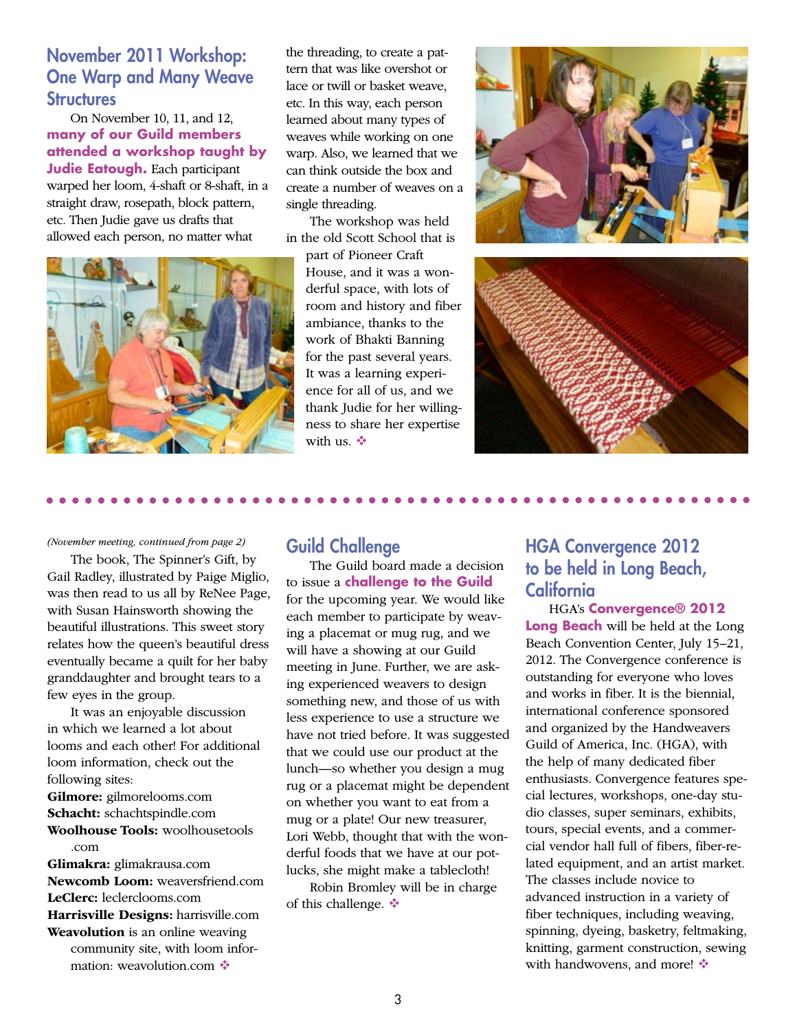## November 2011 Workshop: One Warp and Many Weave Structures

On November 10, 11, and 12, **many of our Guild members attended a workshop taught by Judie Eatough.** Each participant warped her loom, 4-shaft or 8-shaft, in a straight draw, rosepath, block pattern, etc. Then Judie gave us drafts that allowed each person, no matter what the threading, to create a pattern that was like overshot or lace or twill or basket weave, etc. In this way, each person learned about many types of weaves while working on one warp. Also, we learned that we can think outside the box and create a number of weaves on a single threading.

The workshop was held in the old Scott School that is part of Pioneer Craft House, and it was a wonderful space, with lots of room and history and fiber ambiance, thanks to the work of Bhakti Banning for the past several years. It was a learning experience for all of us, and we thank Judie for her willingness to share her expertise with us. ❖

*(November meeting, continued from page 2)*

The book, The Spinner's Gift, by Gail Radley, illustrated by Paige Miglio, was then read to us all by ReNee Page, with Susan Hainsworth showing the beautiful illustrations. This sweet story relates how the queen's beautiful dress eventually became a quilt for her baby granddaughter and brought tears to a few eyes in the group.

It was an enjoyable discussion in which we learned a lot about looms and each other! For additional loom information, check out the following sites:

**Gilmore:** gilmorelooms.com
**Schacht:** schachtspindle.com
**Woolhouse Tools:** woolhousetools.com
**Glimakra:** glimakrausa.com
**Newcomb Loom:** weaversfriend.com
**LeClerc:** leclerclooms.com
**Harrisville Designs:** harrisville.com
**Weavolution** is an online weaving community site, with loom information: weavolution.com ❖

## Guild Challenge

The Guild board made a decision to issue a **challenge to the Guild** for the upcoming year. We would like each member to participate by weaving a placemat or mug rug, and we will have a showing at our Guild meeting in June. Further, we are asking experienced weavers to design something new, and those of us with less experience to use a structure we have not tried before. It was suggested that we could use our product at the lunch—so whether you design a mug rug or a placemat might be dependent on whether you want to eat from a mug or a plate! Our new treasurer, Lori Webb, thought that with the wonderful foods that we have at our potlucks, she might make a tablecloth!

Robin Bromley will be in charge of this challenge. ❖

## HGA Convergence 2012 to be held in Long Beach, California

HGA's **Convergence® 2012 Long Beach** will be held at the Long Beach Convention Center, July 15–21, 2012. The Convergence conference is outstanding for everyone who loves and works in fiber. It is the biennial, international conference sponsored and organized by the Handweavers Guild of America, Inc. (HGA), with the help of many dedicated fiber enthusiasts. Convergence features special lectures, workshops, one-day studio classes, super seminars, exhibits, tours, special events, and a commercial vendor hall full of fibers, fiber-related equipment, and an artist market. The classes include novice to advanced instruction in a variety of fiber techniques, including weaving, spinning, dyeing, basketry, feltmaking, knitting, garment construction, sewing with handwovens, and more! ❖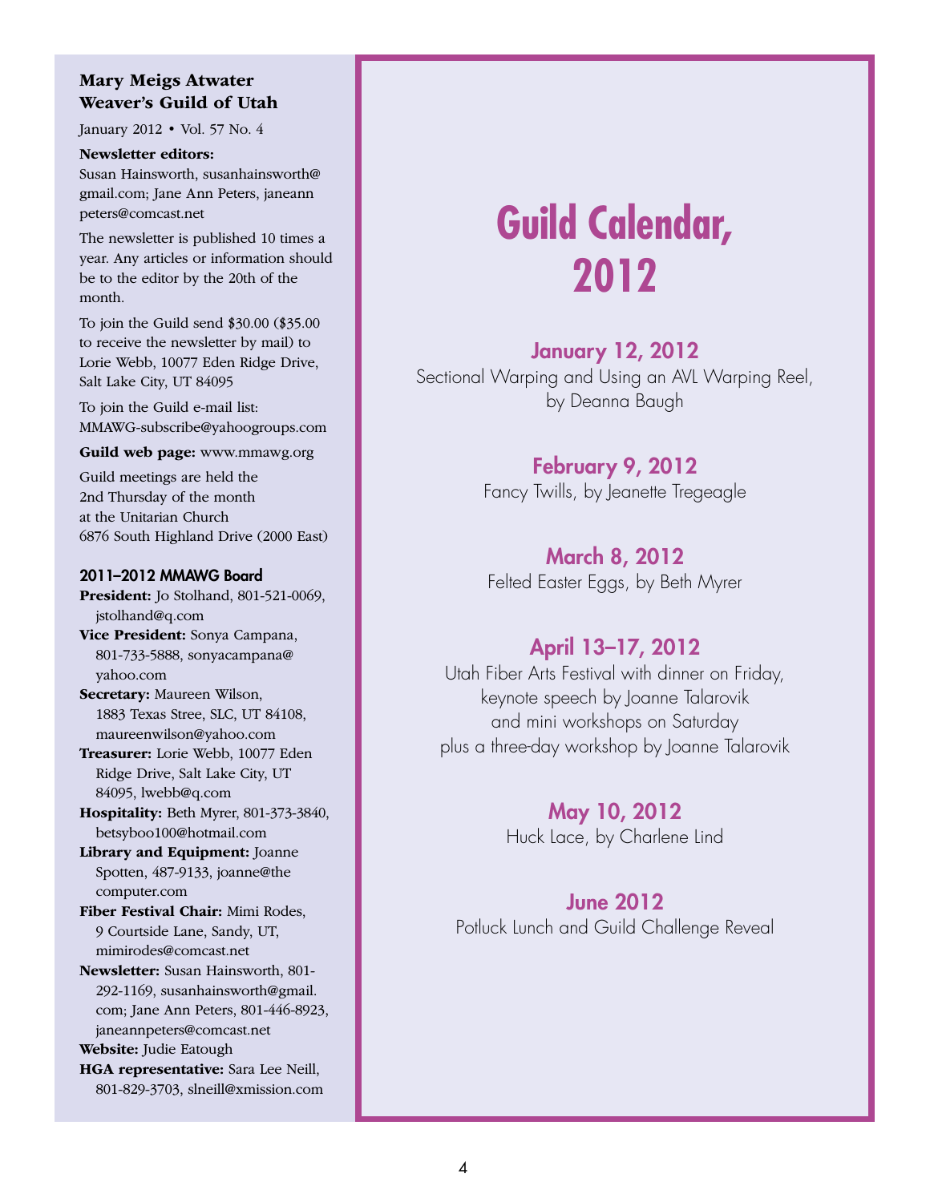## Mary Meigs Atwater Weaver's Guild of Utah

January 2012 • Vol. 57 No. 4

**Newsletter editors:**
Susan Hainsworth, susanhainsworth@gmail.com; Jane Ann Peters, janeannpeters@comcast.net

The newsletter is published 10 times a year. Any articles or information should be to the editor by the 20th of the month.

To join the Guild send $30.00 ($35.00 to receive the newsletter by mail) to Lorie Webb, 10077 Eden Ridge Drive, Salt Lake City, UT 84095

To join the Guild e-mail list: MMAWG-subscribe@yahoogroups.com

**Guild web page:** www.mmawg.org

Guild meetings are held the 2nd Thursday of the month at the Unitarian Church 6876 South Highland Drive (2000 East)

### 2011–2012 MMAWG Board

**President:** Jo Stolhand, 801-521-0069, jstolhand@q.com

**Vice President:** Sonya Campana, 801-733-5888, sonyacampana@yahoo.com

**Secretary:** Maureen Wilson, 1883 Texas Stree, SLC, UT 84108, maureenwilson@yahoo.com

**Treasurer:** Lorie Webb, 10077 Eden Ridge Drive, Salt Lake City, UT 84095, lwebb@q.com

**Hospitality:** Beth Myrer, 801-373-3840, betsyboo100@hotmail.com

**Library and Equipment:** Joanne Spotten, 487-9133, joanne@thecomputer.com

**Fiber Festival Chair:** Mimi Rodes, 9 Courtside Lane, Sandy, UT, mimirodes@comcast.net

**Newsletter:** Susan Hainsworth, 801-292-1169, susanhainsworth@gmail.com; Jane Ann Peters, 801-446-8923, janeannpeters@comcast.net

**Website:** Judie Eatough

**HGA representative:** Sara Lee Neill, 801-829-3703, slneill@xmission.com

# Guild Calendar, 2012

### January 12, 2012
Sectional Warping and Using an AVL Warping Reel, by Deanna Baugh

### February 9, 2012
Fancy Twills, by Jeanette Tregeagle

### March 8, 2012
Felted Easter Eggs, by Beth Myrer

### April 13–17, 2012
Utah Fiber Arts Festival with dinner on Friday, keynote speech by Joanne Talarovik and mini workshops on Saturday plus a three-day workshop by Joanne Talarovik

### May 10, 2012
Huck Lace, by Charlene Lind

### June 2012
Potluck Lunch and Guild Challenge Reveal